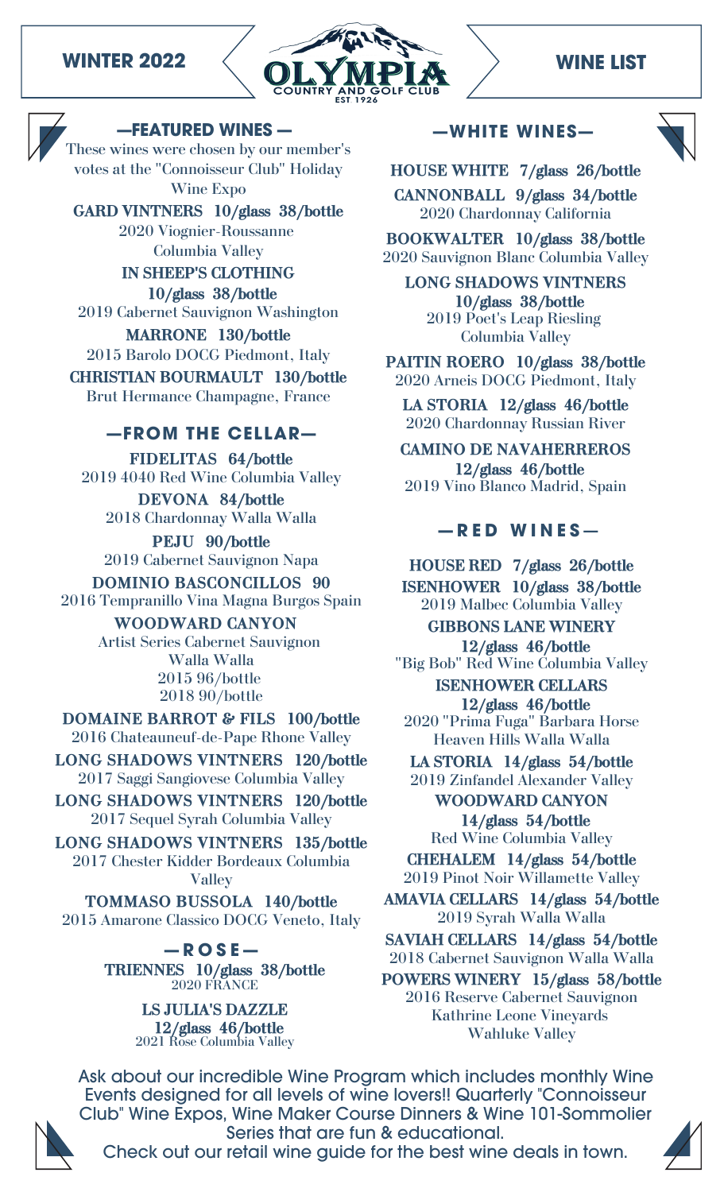# WINTER 2022 — OLYMPIA COUNTRY AND GOLF CLUB — WINE LIST

OLYMPIA
COUNTRY AND GOLF CLUB
EST. 1926

## —FEATURED WINES—

These wines were chosen by our member's votes at the "Connoisseur Club" Holiday Wine Expo

**GARD VINTNERS 10/glass 38/bottle**
2020 Viognier-Roussanne Columbia Valley

**IN SHEEP'S CLOTHING 10/glass 38/bottle**
2019 Cabernet Sauvignon Washington

**MARRONE 130/bottle**
2015 Barolo DOCG Piedmont, Italy

**CHRISTIAN BOURMAULT 130/bottle**
Brut Hermance Champagne, France

## —FROM THE CELLAR—

**FIDELITAS 64/bottle**
2019 4040 Red Wine Columbia Valley

**DEVONA 84/bottle**
2018 Chardonnay Walla Walla

**PEJU 90/bottle**
2019 Cabernet Sauvignon Napa

**DOMINIO BASCONCILLOS 90**
2016 Tempranillo Vina Magna Burgos Spain

**WOODWARD CANYON**
Artist Series Cabernet Sauvignon Walla Walla
2015 96/bottle
2018 90/bottle

**DOMAINE BARROT & FILS 100/bottle**
2016 Chateauneuf-de-Pape Rhone Valley

**LONG SHADOWS VINTNERS 120/bottle**
2017 Saggi Sangiovese Columbia Valley

**LONG SHADOWS VINTNERS 120/bottle**
2017 Sequel Syrah Columbia Valley

**LONG SHADOWS VINTNERS 135/bottle**
2017 Chester Kidder Bordeaux Columbia Valley

**TOMMASO BUSSOLA 140/bottle**
2015 Amarone Classico DOCG Veneto, Italy

## —ROSE—

**TRIENNES 10/glass 38/bottle**
2020 FRANCE

**LS JULIA'S DAZZLE 12/glass 46/bottle**
2021 Rose Columbia Valley

## —WHITE WINES—

**HOUSE WHITE 7/glass 26/bottle**

**CANNONBALL 9/glass 34/bottle**
2020 Chardonnay California

**BOOKWALTER 10/glass 38/bottle**
2020 Sauvignon Blanc Columbia Valley

**LONG SHADOWS VINTNERS 10/glass 38/bottle**
2019 Poet's Leap Riesling Columbia Valley

**PAITIN ROERO 10/glass 38/bottle**
2020 Arneis DOCG Piedmont, Italy

**LA STORIA 12/glass 46/bottle**
2020 Chardonnay Russian River

**CAMINO DE NAVAHERREROS 12/glass 46/bottle**
2019 Vino Blanco Madrid, Spain

## —RED WINES—

**HOUSE RED 7/glass 26/bottle**

**ISENHOWER 10/glass 38/bottle**
2019 Malbec Columbia Valley

**GIBBONS LANE WINERY 12/glass 46/bottle**
"Big Bob" Red Wine Columbia Valley

**ISENHOWER CELLARS 12/glass 46/bottle**
2020 "Prima Fuga" Barbara Horse Heaven Hills Walla Walla

**LA STORIA 14/glass 54/bottle**
2019 Zinfandel Alexander Valley

**WOODWARD CANYON 14/glass 54/bottle**
Red Wine Columbia Valley

**CHEHALEM 14/glass 54/bottle**
2019 Pinot Noir Willamette Valley

**AMAVIA CELLARS 14/glass 54/bottle**
2019 Syrah Walla Walla

**SAVIAH CELLARS 14/glass 54/bottle**
2018 Cabernet Sauvignon Walla Walla

**POWERS WINERY 15/glass 58/bottle**
2016 Reserve Cabernet Sauvignon Kathrine Leone Vineyards Wahluke Valley

Ask about our incredible Wine Program which includes monthly Wine Events designed for all levels of wine lovers!! Quarterly "Connoisseur Club" Wine Expos, Wine Maker Course Dinners & Wine 101-Sommolier Series that are fun & educational.
Check out our retail wine guide for the best wine deals in town.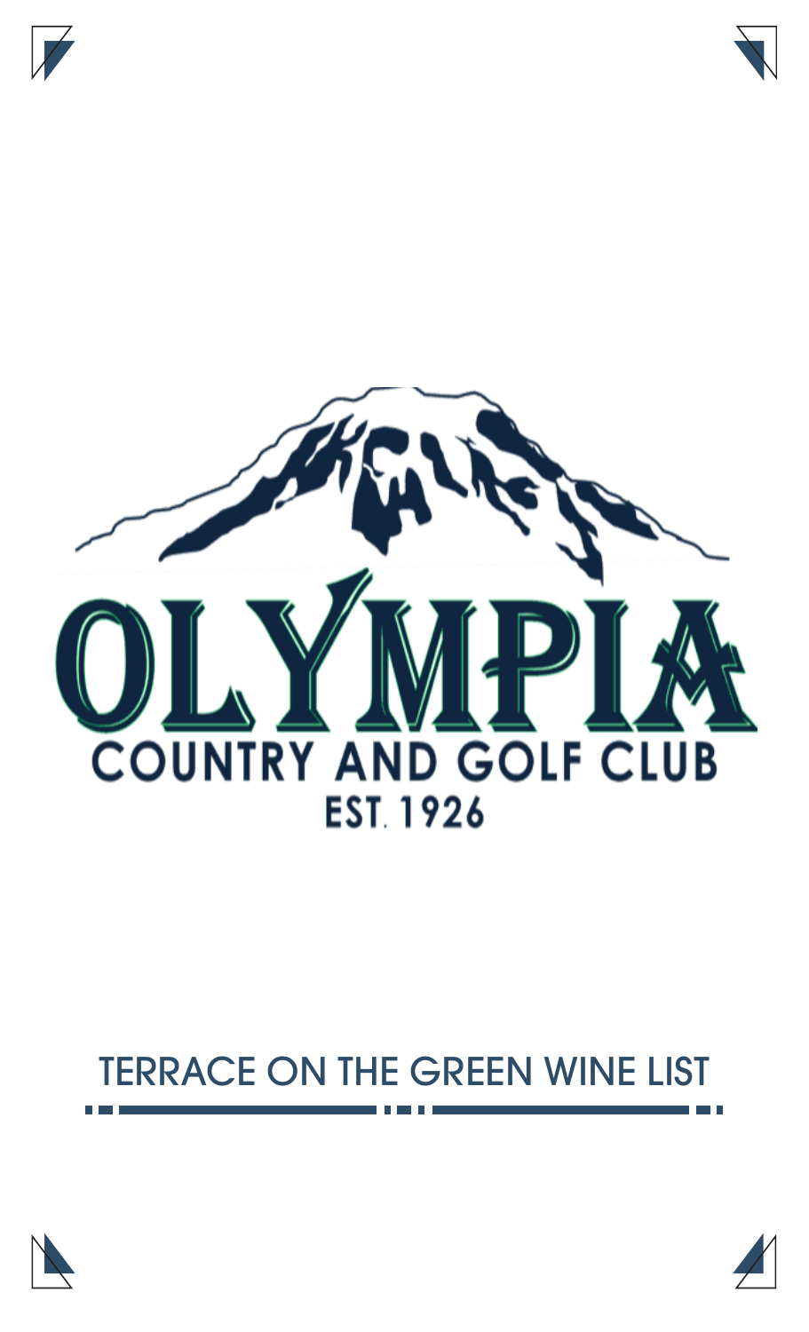# OLYMPIA

COUNTRY AND GOLF CLUB

EST. 1926

## TERRACE ON THE GREEN WINE LIST